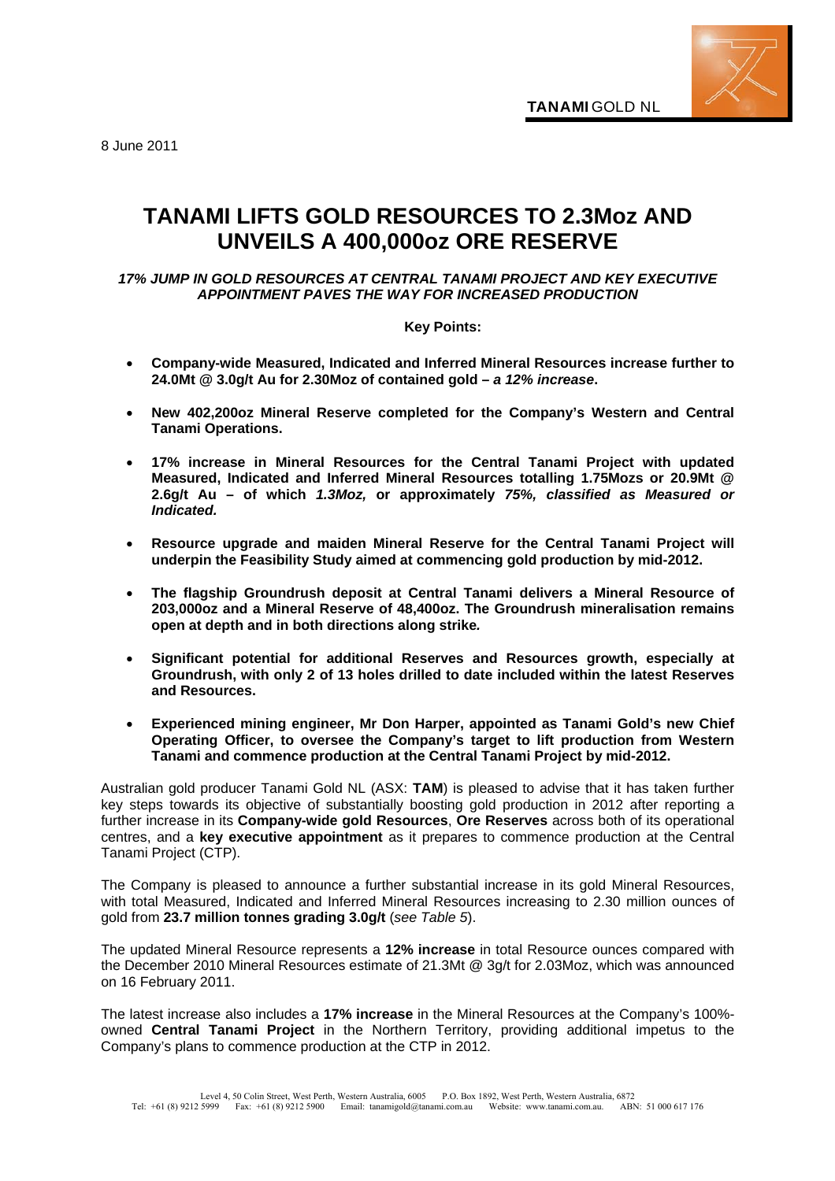TANAMI GOLD NL

8 June 2011

# TANAMI LIFTS GOLD RESOURCES TO 2.3Moz AND UNVEILS A 400,000oz ORE RESERVE

***17% JUMP IN GOLD RESOURCES AT CENTRAL TANAMI PROJECT AND KEY EXECUTIVE APPOINTMENT PAVES THE WAY FOR INCREASED PRODUCTION***

**Key Points:**

- **Company-wide Measured, Indicated and Inferred Mineral Resources increase further to 24.0Mt @ 3.0g/t Au for 2.30Moz of contained gold –** ***a 12% increase*****.**
- **New 402,200oz Mineral Reserve completed for the Company's Western and Central Tanami Operations.**
- **17% increase in Mineral Resources for the Central Tanami Project with updated Measured, Indicated and Inferred Mineral Resources totalling 1.75Mozs or 20.9Mt @ 2.6g/t Au – of which** ***1.3Moz,*** **or approximately** ***75%, classified as Measured or Indicated.***
- **Resource upgrade and maiden Mineral Reserve for the Central Tanami Project will underpin the Feasibility Study aimed at commencing gold production by mid-2012.**
- **The flagship Groundrush deposit at Central Tanami delivers a Mineral Resource of 203,000oz and a Mineral Reserve of 48,400oz. The Groundrush mineralisation remains open at depth and in both directions along strike.**
- **Significant potential for additional Reserves and Resources growth, especially at Groundrush, with only 2 of 13 holes drilled to date included within the latest Reserves and Resources.**
- **Experienced mining engineer, Mr Don Harper, appointed as Tanami Gold's new Chief Operating Officer, to oversee the Company's target to lift production from Western Tanami and commence production at the Central Tanami Project by mid-2012.**

Australian gold producer Tanami Gold NL (ASX: **TAM**) is pleased to advise that it has taken further key steps towards its objective of substantially boosting gold production in 2012 after reporting a further increase in its **Company-wide gold Resources**, **Ore Reserves** across both of its operational centres, and a **key executive appointment** as it prepares to commence production at the Central Tanami Project (CTP).

The Company is pleased to announce a further substantial increase in its gold Mineral Resources, with total Measured, Indicated and Inferred Mineral Resources increasing to 2.30 million ounces of gold from **23.7 million tonnes grading 3.0g/t** (*see Table 5*).

The updated Mineral Resource represents a **12% increase** in total Resource ounces compared with the December 2010 Mineral Resources estimate of 21.3Mt @ 3g/t for 2.03Moz, which was announced on 16 February 2011.

The latest increase also includes a **17% increase** in the Mineral Resources at the Company's 100%-owned **Central Tanami Project** in the Northern Territory, providing additional impetus to the Company's plans to commence production at the CTP in 2012.

Level 4, 50 Colin Street, West Perth, Western Australia, 6005 P.O. Box 1892, West Perth, Western Australia, 6872
Tel: +61 (8) 9212 5999 Fax: +61 (8) 9212 5900 Email: tanamigold@tanami.com.au Website: www.tanami.com.au. ABN: 51 000 617 176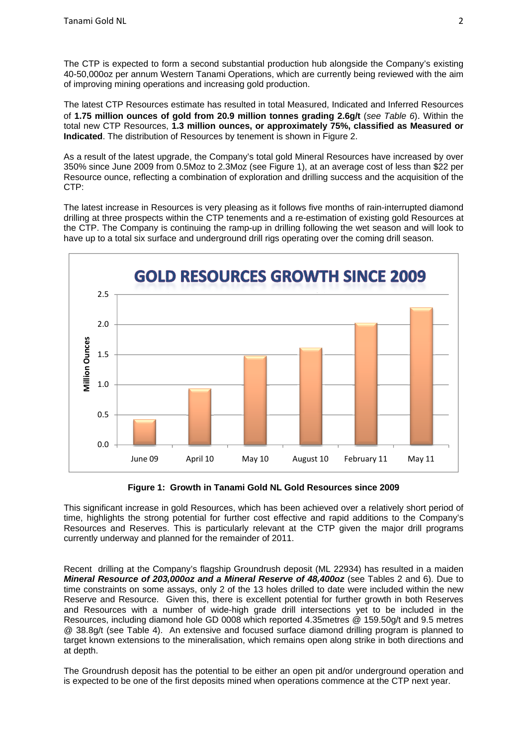The CTP is expected to form a second substantial production hub alongside the Company's existing 40-50,000oz per annum Western Tanami Operations, which are currently being reviewed with the aim of improving mining operations and increasing gold production.

The latest CTP Resources estimate has resulted in total Measured, Indicated and Inferred Resources of **1.75 million ounces of gold from 20.9 million tonnes grading 2.6g/t** (*see Table 6*). Within the total new CTP Resources, **1.3 million ounces, or approximately 75%, classified as Measured or Indicated**. The distribution of Resources by tenement is shown in Figure 2.

As a result of the latest upgrade, the Company's total gold Mineral Resources have increased by over 350% since June 2009 from 0.5Moz to 2.3Moz (see Figure 1), at an average cost of less than $22 per Resource ounce, reflecting a combination of exploration and drilling success and the acquisition of the CTP:

The latest increase in Resources is very pleasing as it follows five months of rain-interrupted diamond drilling at three prospects within the CTP tenements and a re-estimation of existing gold Resources at the CTP. The Company is continuing the ramp-up in drilling following the wet season and will look to have up to a total six surface and underground drill rigs operating over the coming drill season.

**GOLD RESOURCES GROWTH SINCE 2009**

| Date | Million Ounces (approx.) |
|---|---|
| June 09 | 0.4 |
| April 10 | 0.9 |
| May 10 | 1.5 |
| August 10 | 1.6 |
| February 11 | 2.0 |
| May 11 | 2.3 |

**Figure 1: Growth in Tanami Gold NL Gold Resources since 2009**

This significant increase in gold Resources, which has been achieved over a relatively short period of time, highlights the strong potential for further cost effective and rapid additions to the Company's Resources and Reserves. This is particularly relevant at the CTP given the major drill programs currently underway and planned for the remainder of 2011.

Recent drilling at the Company's flagship Groundrush deposit (ML 22934) has resulted in a maiden ***Mineral Resource of 203,000oz and a Mineral Reserve of 48,400oz*** (see Tables 2 and 6). Due to time constraints on some assays, only 2 of the 13 holes drilled to date were included within the new Reserve and Resource. Given this, there is excellent potential for further growth in both Reserves and Resources with a number of wide-high grade drill intersections yet to be included in the Resources, including diamond hole GD 0008 which reported 4.35metres @ 159.50g/t and 9.5 metres @ 38.8g/t (see Table 4). An extensive and focused surface diamond drilling program is planned to target known extensions to the mineralisation, which remains open along strike in both directions and at depth.

The Groundrush deposit has the potential to be either an open pit and/or underground operation and is expected to be one of the first deposits mined when operations commence at the CTP next year.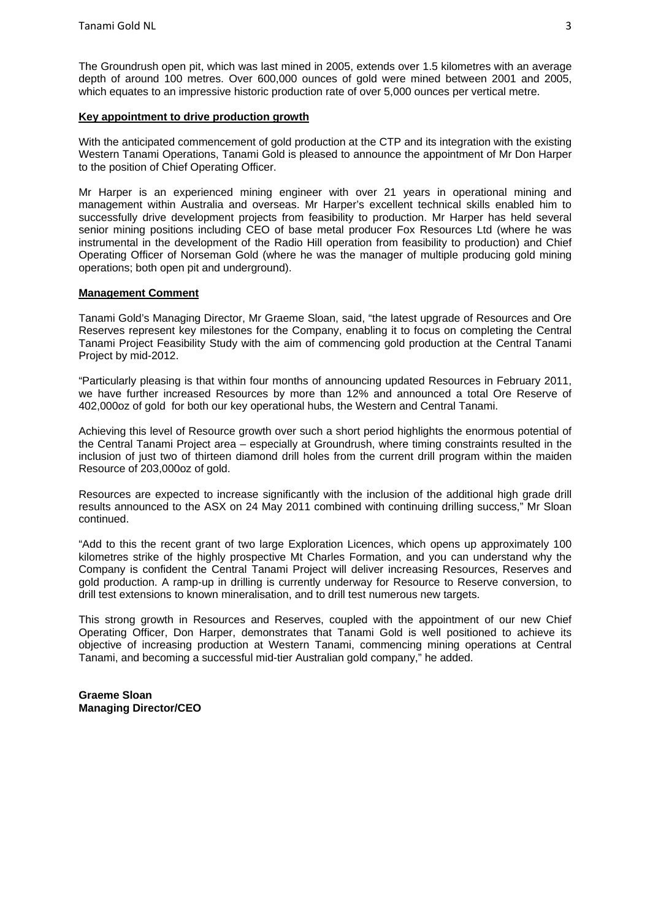The Groundrush open pit, which was last mined in 2005, extends over 1.5 kilometres with an average depth of around 100 metres. Over 600,000 ounces of gold were mined between 2001 and 2005, which equates to an impressive historic production rate of over 5,000 ounces per vertical metre.

**Key appointment to drive production growth**

With the anticipated commencement of gold production at the CTP and its integration with the existing Western Tanami Operations, Tanami Gold is pleased to announce the appointment of Mr Don Harper to the position of Chief Operating Officer.

Mr Harper is an experienced mining engineer with over 21 years in operational mining and management within Australia and overseas. Mr Harper's excellent technical skills enabled him to successfully drive development projects from feasibility to production. Mr Harper has held several senior mining positions including CEO of base metal producer Fox Resources Ltd (where he was instrumental in the development of the Radio Hill operation from feasibility to production) and Chief Operating Officer of Norseman Gold (where he was the manager of multiple producing gold mining operations; both open pit and underground).

**Management Comment**

Tanami Gold's Managing Director, Mr Graeme Sloan, said, "the latest upgrade of Resources and Ore Reserves represent key milestones for the Company, enabling it to focus on completing the Central Tanami Project Feasibility Study with the aim of commencing gold production at the Central Tanami Project by mid-2012.

"Particularly pleasing is that within four months of announcing updated Resources in February 2011, we have further increased Resources by more than 12% and announced a total Ore Reserve of 402,000oz of gold for both our key operational hubs, the Western and Central Tanami.

Achieving this level of Resource growth over such a short period highlights the enormous potential of the Central Tanami Project area – especially at Groundrush, where timing constraints resulted in the inclusion of just two of thirteen diamond drill holes from the current drill program within the maiden Resource of 203,000oz of gold.

Resources are expected to increase significantly with the inclusion of the additional high grade drill results announced to the ASX on 24 May 2011 combined with continuing drilling success," Mr Sloan continued.

"Add to this the recent grant of two large Exploration Licences, which opens up approximately 100 kilometres strike of the highly prospective Mt Charles Formation, and you can understand why the Company is confident the Central Tanami Project will deliver increasing Resources, Reserves and gold production. A ramp-up in drilling is currently underway for Resource to Reserve conversion, to drill test extensions to known mineralisation, and to drill test numerous new targets.

This strong growth in Resources and Reserves, coupled with the appointment of our new Chief Operating Officer, Don Harper, demonstrates that Tanami Gold is well positioned to achieve its objective of increasing production at Western Tanami, commencing mining operations at Central Tanami, and becoming a successful mid-tier Australian gold company," he added.

**Graeme Sloan**
**Managing Director/CEO**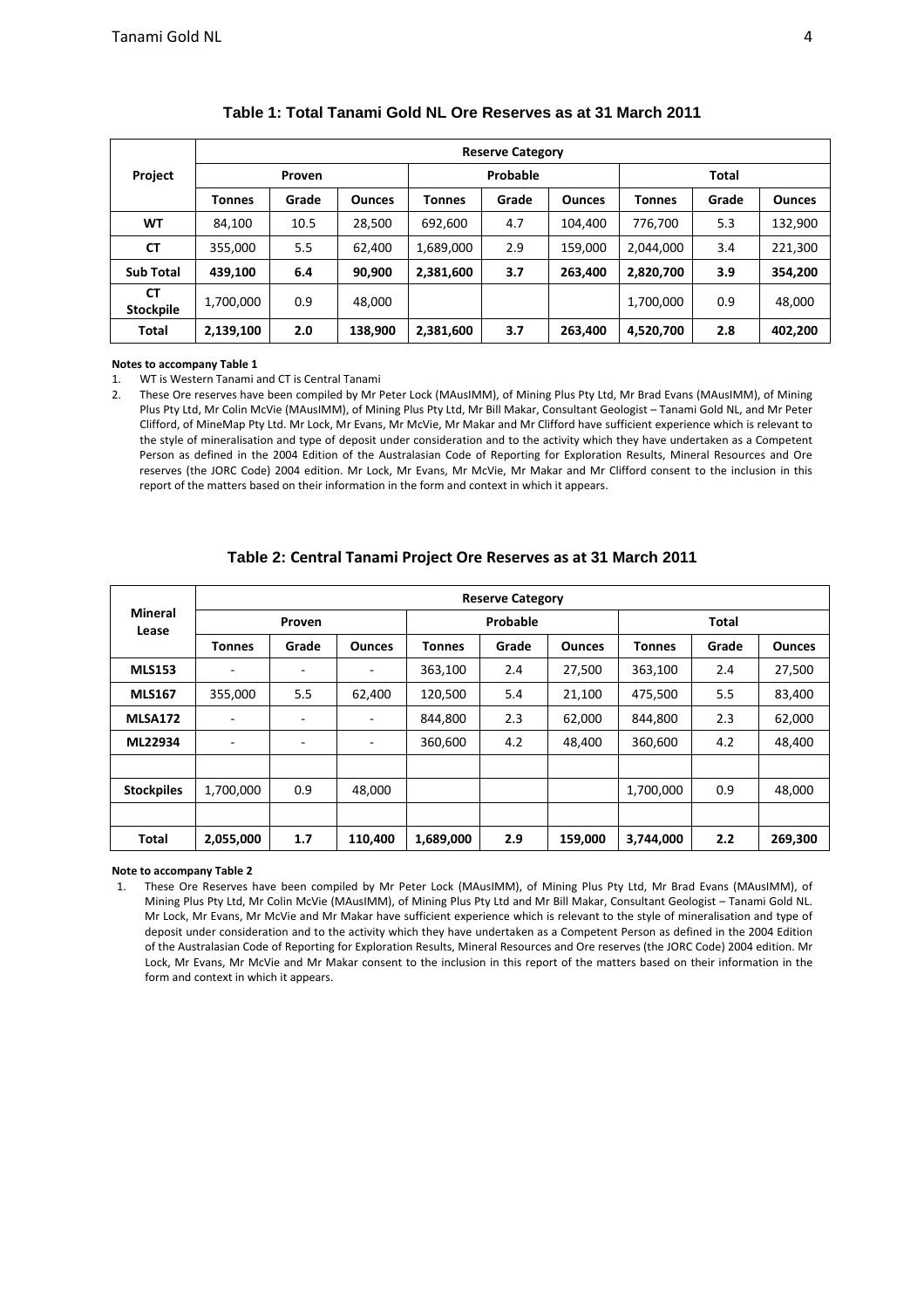## Table 1: Total Tanami Gold NL Ore Reserves as at 31 March 2011

| Project | Reserve Category | | | | | | | | |
|---|---|---|---|---|---|---|---|---|---|
| | Proven | | | Probable | | | Total | | |
| | Tonnes | Grade | Ounces | Tonnes | Grade | Ounces | Tonnes | Grade | Ounces |
| **WT** | 84,100 | 10.5 | 28,500 | 692,600 | 4.7 | 104,400 | 776,700 | 5.3 | 132,900 |
| **CT** | 355,000 | 5.5 | 62,400 | 1,689,000 | 2.9 | 159,000 | 2,044,000 | 3.4 | 221,300 |
| **Sub Total** | **439,100** | **6.4** | **90,900** | **2,381,600** | **3.7** | **263,400** | **2,820,700** | **3.9** | **354,200** |
| **CT Stockpile** | 1,700,000 | 0.9 | 48,000 | | | | 1,700,000 | 0.9 | 48,000 |
| **Total** | **2,139,100** | **2.0** | **138,900** | **2,381,600** | **3.7** | **263,400** | **4,520,700** | **2.8** | **402,200** |

**Notes to accompany Table 1**

1. WT is Western Tanami and CT is Central Tanami
2. These Ore reserves have been compiled by Mr Peter Lock (MAusIMM), of Mining Plus Pty Ltd, Mr Brad Evans (MAusIMM), of Mining Plus Pty Ltd, Mr Colin McVie (MAusIMM), of Mining Plus Pty Ltd, Mr Bill Makar, Consultant Geologist – Tanami Gold NL, and Mr Peter Clifford, of MineMap Pty Ltd. Mr Lock, Mr Evans, Mr McVie, Mr Makar and Mr Clifford have sufficient experience which is relevant to the style of mineralisation and type of deposit under consideration and to the activity which they have undertaken as a Competent Person as defined in the 2004 Edition of the Australasian Code of Reporting for Exploration Results, Mineral Resources and Ore reserves (the JORC Code) 2004 edition. Mr Lock, Mr Evans, Mr McVie, Mr Makar and Mr Clifford consent to the inclusion in this report of the matters based on their information in the form and context in which it appears.

## Table 2: Central Tanami Project Ore Reserves as at 31 March 2011

| Mineral Lease | Reserve Category | | | | | | | | |
|---|---|---|---|---|---|---|---|---|---|
| | Proven | | | Probable | | | Total | | |
| | Tonnes | Grade | Ounces | Tonnes | Grade | Ounces | Tonnes | Grade | Ounces |
| **MLS153** | - | - | - | 363,100 | 2.4 | 27,500 | 363,100 | 2.4 | 27,500 |
| **MLS167** | 355,000 | 5.5 | 62,400 | 120,500 | 5.4 | 21,100 | 475,500 | 5.5 | 83,400 |
| **MLSA172** | - | - | - | 844,800 | 2.3 | 62,000 | 844,800 | 2.3 | 62,000 |
| **ML22934** | - | - | - | 360,600 | 4.2 | 48,400 | 360,600 | 4.2 | 48,400 |
| | | | | | | | | | |
| **Stockpiles** | 1,700,000 | 0.9 | 48,000 | | | | 1,700,000 | 0.9 | 48,000 |
| | | | | | | | | | |
| **Total** | **2,055,000** | **1.7** | **110,400** | **1,689,000** | **2.9** | **159,000** | **3,744,000** | **2.2** | **269,300** |

**Note to accompany Table 2**

1. These Ore Reserves have been compiled by Mr Peter Lock (MAusIMM), of Mining Plus Pty Ltd, Mr Brad Evans (MAusIMM), of Mining Plus Pty Ltd, Mr Colin McVie (MAusIMM), of Mining Plus Pty Ltd and Mr Bill Makar, Consultant Geologist – Tanami Gold NL. Mr Lock, Mr Evans, Mr McVie and Mr Makar have sufficient experience which is relevant to the style of mineralisation and type of deposit under consideration and to the activity which they have undertaken as a Competent Person as defined in the 2004 Edition of the Australasian Code of Reporting for Exploration Results, Mineral Resources and Ore reserves (the JORC Code) 2004 edition. Mr Lock, Mr Evans, Mr McVie and Mr Makar consent to the inclusion in this report of the matters based on their information in the form and context in which it appears.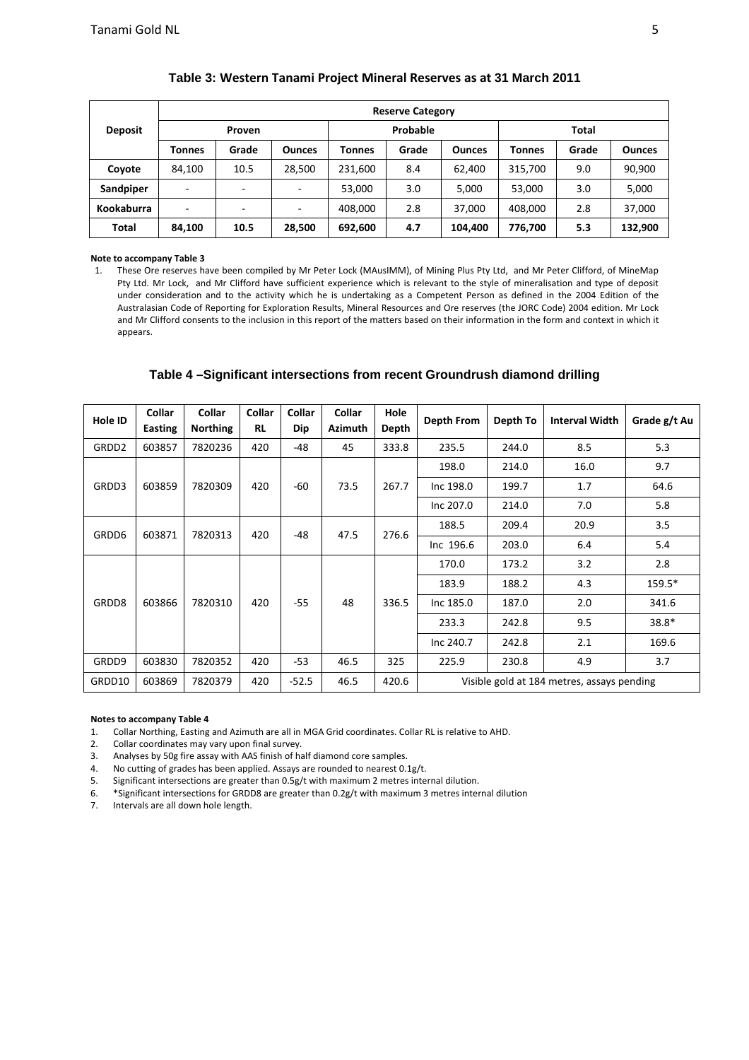**Table 3: Western Tanami Project Mineral Reserves as at 31 March 2011**

| Deposit | Reserve Category | | | | | | | | |
|---|---|---|---|---|---|---|---|---|---|
| | Proven | | | Probable | | | Total | | |
| | Tonnes | Grade | Ounces | Tonnes | Grade | Ounces | Tonnes | Grade | Ounces |
| **Coyote** | 84,100 | 10.5 | 28,500 | 231,600 | 8.4 | 62,400 | 315,700 | 9.0 | 90,900 |
| **Sandpiper** | - | - | - | 53,000 | 3.0 | 5,000 | 53,000 | 3.0 | 5,000 |
| **Kookaburra** | - | - | - | 408,000 | 2.8 | 37,000 | 408,000 | 2.8 | 37,000 |
| **Total** | **84,100** | **10.5** | **28,500** | **692,600** | **4.7** | **104,400** | **776,700** | **5.3** | **132,900** |

**Note to accompany Table 3**

1. These Ore reserves have been compiled by Mr Peter Lock (MAusIMM), of Mining Plus Pty Ltd, and Mr Peter Clifford, of MineMap Pty Ltd. Mr Lock, and Mr Clifford have sufficient experience which is relevant to the style of mineralisation and type of deposit under consideration and to the activity which he is undertaking as a Competent Person as defined in the 2004 Edition of the Australasian Code of Reporting for Exploration Results, Mineral Resources and Ore reserves (the JORC Code) 2004 edition. Mr Lock and Mr Clifford consents to the inclusion in this report of the matters based on their information in the form and context in which it appears.

**Table 4 –Significant intersections from recent Groundrush diamond drilling**

| Hole ID | Collar Easting | Collar Northing | Collar RL | Collar Dip | Collar Azimuth | Hole Depth | Depth From | Depth To | Interval Width | Grade g/t Au |
|---|---|---|---|---|---|---|---|---|---|---|
| GRDD2 | 603857 | 7820236 | 420 | -48 | 45 | 333.8 | 235.5 | 244.0 | 8.5 | 5.3 |
| GRDD3 | 603859 | 7820309 | 420 | -60 | 73.5 | 267.7 | 198.0 | 214.0 | 16.0 | 9.7 |
| | | | | | | | Inc 198.0 | 199.7 | 1.7 | 64.6 |
| | | | | | | | Inc 207.0 | 214.0 | 7.0 | 5.8 |
| GRDD6 | 603871 | 7820313 | 420 | -48 | 47.5 | 276.6 | 188.5 | 209.4 | 20.9 | 3.5 |
| | | | | | | | Inc 196.6 | 203.0 | 6.4 | 5.4 |
| GRDD8 | 603866 | 7820310 | 420 | -55 | 48 | 336.5 | 170.0 | 173.2 | 3.2 | 2.8 |
| | | | | | | | 183.9 | 188.2 | 4.3 | 159.5* |
| | | | | | | | Inc 185.0 | 187.0 | 2.0 | 341.6 |
| | | | | | | | 233.3 | 242.8 | 9.5 | 38.8* |
| | | | | | | | Inc 240.7 | 242.8 | 2.1 | 169.6 |
| GRDD9 | 603830 | 7820352 | 420 | -53 | 46.5 | 325 | 225.9 | 230.8 | 4.9 | 3.7 |
| GRDD10 | 603869 | 7820379 | 420 | -52.5 | 46.5 | 420.6 | Visible gold at 184 metres, assays pending | | | |

**Notes to accompany Table 4**

1. Collar Northing, Easting and Azimuth are all in MGA Grid coordinates. Collar RL is relative to AHD.
2. Collar coordinates may vary upon final survey.
3. Analyses by 50g fire assay with AAS finish of half diamond core samples.
4. No cutting of grades has been applied. Assays are rounded to nearest 0.1g/t.
5. Significant intersections are greater than 0.5g/t with maximum 2 metres internal dilution.
6. *Significant intersections for GRDD8 are greater than 0.2g/t with maximum 3 metres internal dilution
7. Intervals are all down hole length.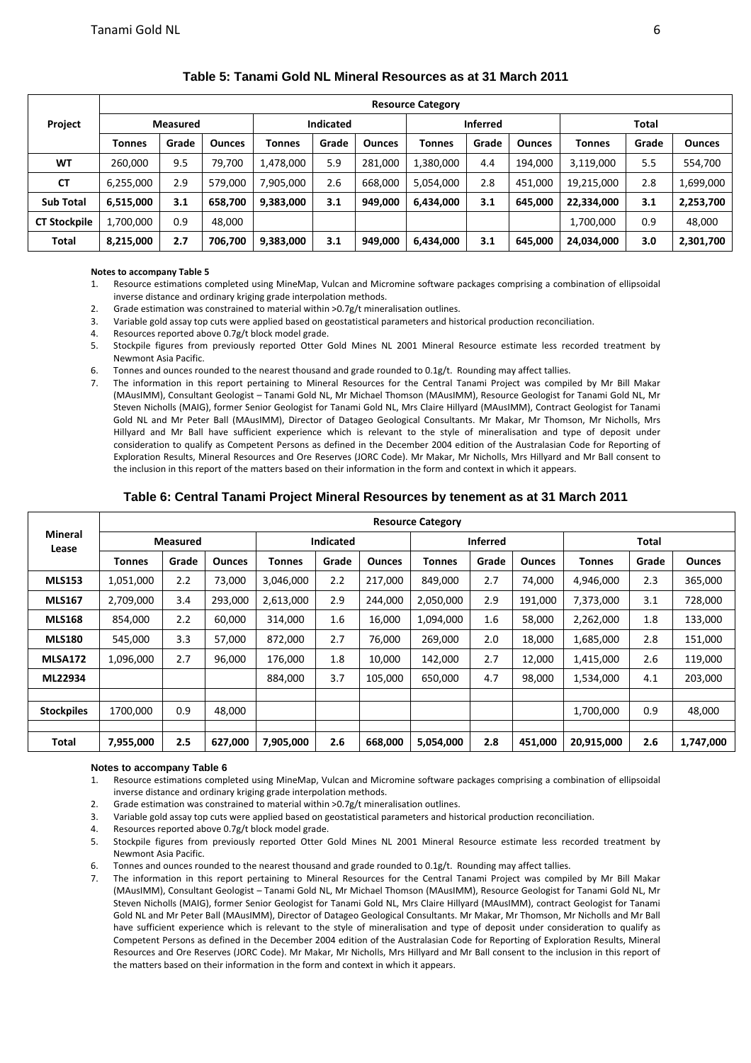**Table 5: Tanami Gold NL Mineral Resources as at 31 March 2011**

| Project | Resource Category | | | | | | | | | | | |
|---|---|---|---|---|---|---|---|---|---|---|---|---|
| | Measured | | | Indicated | | | Inferred | | | Total | | |
| | Tonnes | Grade | Ounces | Tonnes | Grade | Ounces | Tonnes | Grade | Ounces | Tonnes | Grade | Ounces |
| **WT** | 260,000 | 9.5 | 79,700 | 1,478,000 | 5.9 | 281,000 | 1,380,000 | 4.4 | 194,000 | 3,119,000 | 5.5 | 554,700 |
| **CT** | 6,255,000 | 2.9 | 579,000 | 7,905,000 | 2.6 | 668,000 | 5,054,000 | 2.8 | 451,000 | 19,215,000 | 2.8 | 1,699,000 |
| **Sub Total** | **6,515,000** | **3.1** | **658,700** | **9,383,000** | **3.1** | **949,000** | **6,434,000** | **3.1** | **645,000** | **22,334,000** | **3.1** | **2,253,700** |
| **CT Stockpile** | 1,700,000 | 0.9 | 48,000 | | | | | | | 1,700,000 | 0.9 | 48,000 |
| **Total** | **8,215,000** | **2.7** | **706,700** | **9,383,000** | **3.1** | **949,000** | **6,434,000** | **3.1** | **645,000** | **24,034,000** | **3.0** | **2,301,700** |

**Notes to accompany Table 5**

1. Resource estimations completed using MineMap, Vulcan and Micromine software packages comprising a combination of ellipsoidal inverse distance and ordinary kriging grade interpolation methods.
2. Grade estimation was constrained to material within >0.7g/t mineralisation outlines.
3. Variable gold assay top cuts were applied based on geostatistical parameters and historical production reconciliation.
4. Resources reported above 0.7g/t block model grade.
5. Stockpile figures from previously reported Otter Gold Mines NL 2001 Mineral Resource estimate less recorded treatment by Newmont Asia Pacific.
6. Tonnes and ounces rounded to the nearest thousand and grade rounded to 0.1g/t. Rounding may affect tallies.
7. The information in this report pertaining to Mineral Resources for the Central Tanami Project was compiled by Mr Bill Makar (MAusIMM), Consultant Geologist – Tanami Gold NL, Mr Michael Thomson (MAusIMM), Resource Geologist for Tanami Gold NL, Mr Steven Nicholls (MAIG), former Senior Geologist for Tanami Gold NL, Mrs Claire Hillyard (MAusIMM), Contract Geologist for Tanami Gold NL and Mr Peter Ball (MAusIMM), Director of Datageo Geological Consultants. Mr Makar, Mr Thomson, Mr Nicholls, Mrs Hillyard and Mr Ball have sufficient experience which is relevant to the style of mineralisation and type of deposit under consideration to qualify as Competent Persons as defined in the December 2004 edition of the Australasian Code for Reporting of Exploration Results, Mineral Resources and Ore Reserves (JORC Code). Mr Makar, Mr Nicholls, Mrs Hillyard and Mr Ball consent to the inclusion in this report of the matters based on their information in the form and context in which it appears.

**Table 6: Central Tanami Project Mineral Resources by tenement as at 31 March 2011**

| Mineral Lease | Resource Category | | | | | | | | | | | |
|---|---|---|---|---|---|---|---|---|---|---|---|---|
| | Measured | | | Indicated | | | Inferred | | | Total | | |
| | Tonnes | Grade | Ounces | Tonnes | Grade | Ounces | Tonnes | Grade | Ounces | Tonnes | Grade | Ounces |
| **MLS153** | 1,051,000 | 2.2 | 73,000 | 3,046,000 | 2.2 | 217,000 | 849,000 | 2.7 | 74,000 | 4,946,000 | 2.3 | 365,000 |
| **MLS167** | 2,709,000 | 3.4 | 293,000 | 2,613,000 | 2.9 | 244,000 | 2,050,000 | 2.9 | 191,000 | 7,373,000 | 3.1 | 728,000 |
| **MLS168** | 854,000 | 2.2 | 60,000 | 314,000 | 1.6 | 16,000 | 1,094,000 | 1.6 | 58,000 | 2,262,000 | 1.8 | 133,000 |
| **MLS180** | 545,000 | 3.3 | 57,000 | 872,000 | 2.7 | 76,000 | 269,000 | 2.0 | 18,000 | 1,685,000 | 2.8 | 151,000 |
| **MLSA172** | 1,096,000 | 2.7 | 96,000 | 176,000 | 1.8 | 10,000 | 142,000 | 2.7 | 12,000 | 1,415,000 | 2.6 | 119,000 |
| **ML22934** | | | | 884,000 | 3.7 | 105,000 | 650,000 | 4.7 | 98,000 | 1,534,000 | 4.1 | 203,000 |
| | | | | | | | | | | | | |
| **Stockpiles** | 1700,000 | 0.9 | 48,000 | | | | | | | 1,700,000 | 0.9 | 48,000 |
| | | | | | | | | | | | | |
| **Total** | **7,955,000** | **2.5** | **627,000** | **7,905,000** | **2.6** | **668,000** | **5,054,000** | **2.8** | **451,000** | **20,915,000** | **2.6** | **1,747,000** |

**Notes to accompany Table 6**

1. Resource estimations completed using MineMap, Vulcan and Micromine software packages comprising a combination of ellipsoidal inverse distance and ordinary kriging grade interpolation methods.
2. Grade estimation was constrained to material within >0.7g/t mineralisation outlines.
3. Variable gold assay top cuts were applied based on geostatistical parameters and historical production reconciliation.
4. Resources reported above 0.7g/t block model grade.
5. Stockpile figures from previously reported Otter Gold Mines NL 2001 Mineral Resource estimate less recorded treatment by Newmont Asia Pacific.
6. Tonnes and ounces rounded to the nearest thousand and grade rounded to 0.1g/t. Rounding may affect tallies.
7. The information in this report pertaining to Mineral Resources for the Central Tanami Project was compiled by Mr Bill Makar (MAusIMM), Consultant Geologist – Tanami Gold NL, Mr Michael Thomson (MAusIMM), Resource Geologist for Tanami Gold NL, Mr Steven Nicholls (MAIG), former Senior Geologist for Tanami Gold NL, Mrs Claire Hillyard (MAusIMM), contract Geologist for Tanami Gold NL and Mr Peter Ball (MAusIMM), Director of Datageo Geological Consultants. Mr Makar, Mr Thomson, Mr Nicholls and Mr Ball have sufficient experience which is relevant to the style of mineralisation and type of deposit under consideration to qualify as Competent Persons as defined in the December 2004 edition of the Australasian Code for Reporting of Exploration Results, Mineral Resources and Ore Reserves (JORC Code). Mr Makar, Mr Nicholls, Mrs Hillyard and Mr Ball consent to the inclusion in this report of the matters based on their information in the form and context in which it appears.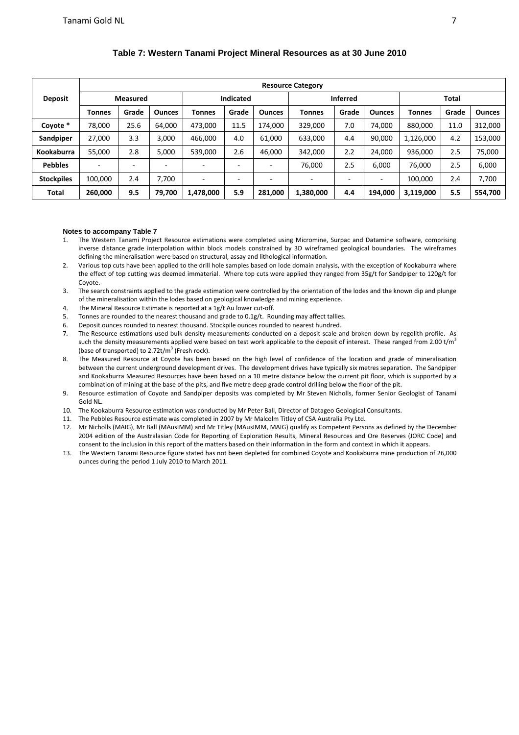**Table 7: Western Tanami Project Mineral Resources as at 30 June 2010**

| Deposit | Resource Category | | | | | | | | | | | |
|---|---|---|---|---|---|---|---|---|---|---|---|---|
| | Measured | | | Indicated | | | Inferred | | | Total | | |
| | Tonnes | Grade | Ounces | Tonnes | Grade | Ounces | Tonnes | Grade | Ounces | Tonnes | Grade | Ounces |
| **Coyote** * | 78,000 | 25.6 | 64,000 | 473,000 | 11.5 | 174,000 | 329,000 | 7.0 | 74,000 | 880,000 | 11.0 | 312,000 |
| **Sandpiper** | 27,000 | 3.3 | 3,000 | 466,000 | 4.0 | 61,000 | 633,000 | 4.4 | 90,000 | 1,126,000 | 4.2 | 153,000 |
| **Kookaburra** | 55,000 | 2.8 | 5,000 | 539,000 | 2.6 | 46,000 | 342,000 | 2.2 | 24,000 | 936,000 | 2.5 | 75,000 |
| **Pebbles** | - | - | - | - | - | - | 76,000 | 2.5 | 6,000 | 76,000 | 2.5 | 6,000 |
| **Stockpiles** | 100,000 | 2.4 | 7,700 | - | - | - | - | - | - | 100,000 | 2.4 | 7,700 |
| **Total** | **260,000** | **9.5** | **79,700** | **1,478,000** | **5.9** | **281,000** | **1,380,000** | **4.4** | **194,000** | **3,119,000** | **5.5** | **554,700** |

**Notes to accompany Table 7**

1. The Western Tanami Project Resource estimations were completed using Micromine, Surpac and Datamine software, comprising inverse distance grade interpolation within block models constrained by 3D wireframed geological boundaries. The wireframes defining the mineralisation were based on structural, assay and lithological information.
2. Various top cuts have been applied to the drill hole samples based on lode domain analysis, with the exception of Kookaburra where the effect of top cutting was deemed immaterial. Where top cuts were applied they ranged from 35g/t for Sandpiper to 120g/t for Coyote.
3. The search constraints applied to the grade estimation were controlled by the orientation of the lodes and the known dip and plunge of the mineralisation within the lodes based on geological knowledge and mining experience.
4. The Mineral Resource Estimate is reported at a 1g/t Au lower cut-off.
5. Tonnes are rounded to the nearest thousand and grade to 0.1g/t. Rounding may affect tallies.
6. Deposit ounces rounded to nearest thousand. Stockpile ounces rounded to nearest hundred.
7. The Resource estimations used bulk density measurements conducted on a deposit scale and broken down by regolith profile. As such the density measurements applied were based on test work applicable to the deposit of interest. These ranged from 2.00 $t/m^3$ (base of transported) to 2.72$t/m^3$ (Fresh rock).
8. The Measured Resource at Coyote has been based on the high level of confidence of the location and grade of mineralisation between the current underground development drives. The development drives have typically six metres separation. The Sandpiper and Kookaburra Measured Resources have been based on a 10 metre distance below the current pit floor, which is supported by a combination of mining at the base of the pits, and five metre deep grade control drilling below the floor of the pit.
9. Resource estimation of Coyote and Sandpiper deposits was completed by Mr Steven Nicholls, former Senior Geologist of Tanami Gold NL.
10. The Kookaburra Resource estimation was conducted by Mr Peter Ball, Director of Datageo Geological Consultants.
11. The Pebbles Resource estimate was completed in 2007 by Mr Malcolm Titley of CSA Australia Pty Ltd.
12. Mr Nicholls (MAIG), Mr Ball (MAusIMM) and Mr Titley (MAusIMM, MAIG) qualify as Competent Persons as defined by the December 2004 edition of the Australasian Code for Reporting of Exploration Results, Mineral Resources and Ore Reserves (JORC Code) and consent to the inclusion in this report of the matters based on their information in the form and context in which it appears.
13. The Western Tanami Resource figure stated has not been depleted for combined Coyote and Kookaburra mine production of 26,000 ounces during the period 1 July 2010 to March 2011.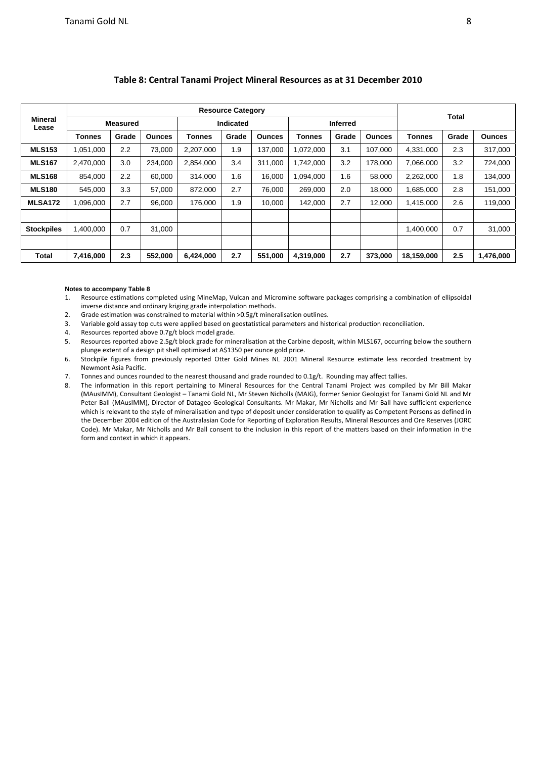## Table 8: Central Tanami Project Mineral Resources as at 31 December 2010

| Mineral Lease | Resource Category | | | | | | | | | Total | | |
|---|---|---|---|---|---|---|---|---|---|---|---|---|
| | Measured | | | Indicated | | | Inferred | | | | | |
| | Tonnes | Grade | Ounces | Tonnes | Grade | Ounces | Tonnes | Grade | Ounces | Tonnes | Grade | Ounces |
| **MLS153** | 1,051,000 | 2.2 | 73,000 | 2,207,000 | 1.9 | 137,000 | 1,072,000 | 3.1 | 107,000 | 4,331,000 | 2.3 | 317,000 |
| **MLS167** | 2,470,000 | 3.0 | 234,000 | 2,854,000 | 3.4 | 311,000 | 1,742,000 | 3.2 | 178,000 | 7,066,000 | 3.2 | 724,000 |
| **MLS168** | 854,000 | 2.2 | 60,000 | 314,000 | 1.6 | 16,000 | 1,094,000 | 1.6 | 58,000 | 2,262,000 | 1.8 | 134,000 |
| **MLS180** | 545,000 | 3.3 | 57,000 | 872,000 | 2.7 | 76,000 | 269,000 | 2.0 | 18,000 | 1,685,000 | 2.8 | 151,000 |
| **MLSA172** | 1,096,000 | 2.7 | 96,000 | 176,000 | 1.9 | 10,000 | 142,000 | 2.7 | 12,000 | 1,415,000 | 2.6 | 119,000 |
| | | | | | | | | | | | | |
| **Stockpiles** | 1,400,000 | 0.7 | 31,000 | | | | | | | 1,400,000 | 0.7 | 31,000 |
| | | | | | | | | | | | | |
| **Total** | **7,416,000** | **2.3** | **552,000** | **6,424,000** | **2.7** | **551,000** | **4,319,000** | **2.7** | **373,000** | **18,159,000** | **2.5** | **1,476,000** |

**Notes to accompany Table 8**

1. Resource estimations completed using MineMap, Vulcan and Micromine software packages comprising a combination of ellipsoidal inverse distance and ordinary kriging grade interpolation methods.
2. Grade estimation was constrained to material within >0.5g/t mineralisation outlines.
3. Variable gold assay top cuts were applied based on geostatistical parameters and historical production reconciliation.
4. Resources reported above 0.7g/t block model grade.
5. Resources reported above 2.5g/t block grade for mineralisation at the Carbine deposit, within MLS167, occurring below the southern plunge extent of a design pit shell optimised at A$1350 per ounce gold price.
6. Stockpile figures from previously reported Otter Gold Mines NL 2001 Mineral Resource estimate less recorded treatment by Newmont Asia Pacific.
7. Tonnes and ounces rounded to the nearest thousand and grade rounded to 0.1g/t. Rounding may affect tallies.
8. The information in this report pertaining to Mineral Resources for the Central Tanami Project was compiled by Mr Bill Makar (MAusIMM), Consultant Geologist – Tanami Gold NL, Mr Steven Nicholls (MAIG), former Senior Geologist for Tanami Gold NL and Mr Peter Ball (MAusIMM), Director of Datageo Geological Consultants. Mr Makar, Mr Nicholls and Mr Ball have sufficient experience which is relevant to the style of mineralisation and type of deposit under consideration to qualify as Competent Persons as defined in the December 2004 edition of the Australasian Code for Reporting of Exploration Results, Mineral Resources and Ore Reserves (JORC Code). Mr Makar, Mr Nicholls and Mr Ball consent to the inclusion in this report of the matters based on their information in the form and context in which it appears.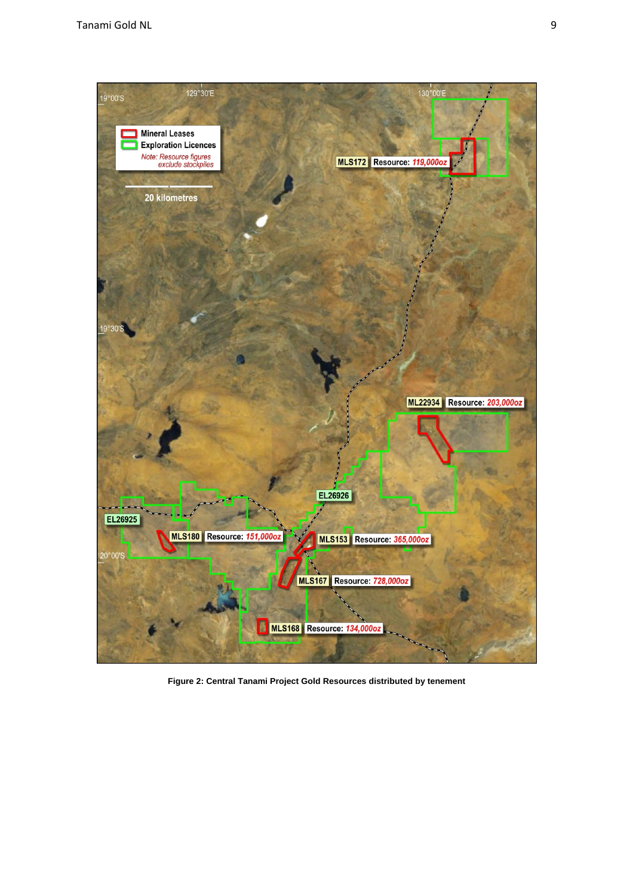19°00'S

129°30'E

130°00'E

Mineral Leases

Exploration Licences

*Note: Resource figures exclude stockpiles*

20 kilometres

MLS172 Resource: *119,000oz*

19°30'S

ML22934 Resource: *203,000oz*

EL26926

EL26925

MLS180 Resource: *151,000oz*

MLS153 Resource: *365,000oz*

20°00'S

MLS167 Resource: *728,000oz*

MLS168 Resource: *134,000oz*

**Figure 2: Central Tanami Project Gold Resources distributed by tenement**